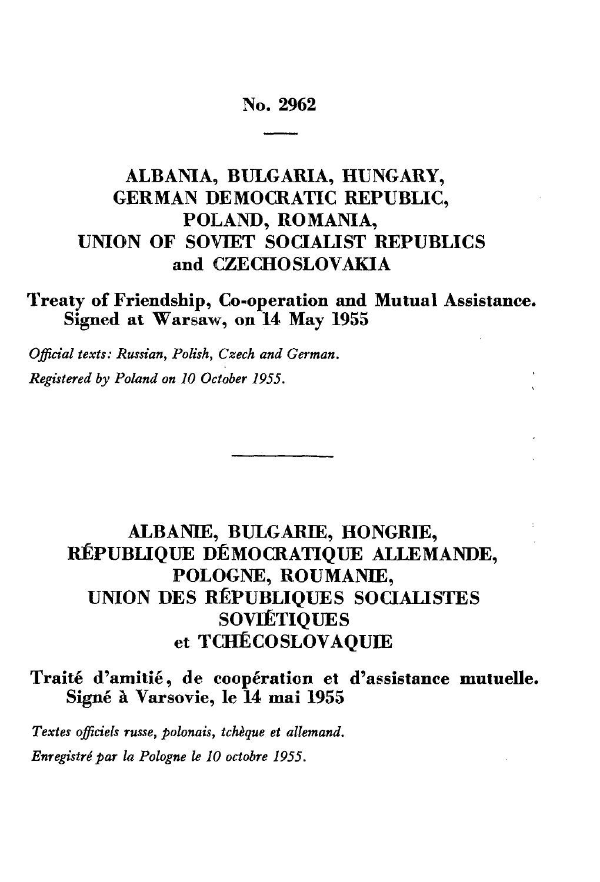# No. 2962

## ALBANIA, BULGARIA, HUNGARY, GERMAN DEMOCRATIC REPUBLIC, POLAND, ROMANIA, UNION OF SOVIET SOCIALIST REPUBLICS and CZECHOSLOVAKIA

**Treaty of Friendship, Co-operation and Mutual Assistance. Signed at Warsaw, on 14 May 1955**

*Official texts: Russian, Polish, Czech and German.*

*Registered by Poland on 10 October 1955.*

---

## ALBANIE, BULGARIE, HONGRIE, RÉPUBLIQUE DÉMOCRATIQUE ALLEMANDE, POLOGNE, ROUMANIE, UNION DES RÉPUBLIQUES SOCIALISTES SOVIÉTIQUES et TCHÉCOSLOVAQUIE

**Traité d'amitié, de coopération et d'assistance mutuelle. Signé à Varsovie, le 14 mai 1955**

*Textes officiels russe, polonais, tchèque et allemand.*

*Enregistré par la Pologne le 10 octobre 1955.*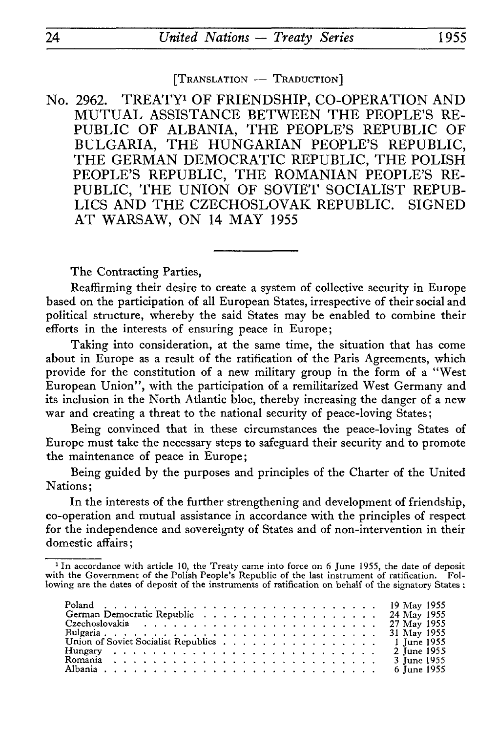[TRANSLATION — TRADUCTION]

# No. 2962. TREATY[1] OF FRIENDSHIP, CO-OPERATION AND MUTUAL ASSISTANCE BETWEEN THE PEOPLE'S REPUBLIC OF ALBANIA, THE PEOPLE'S REPUBLIC OF BULGARIA, THE HUNGARIAN PEOPLE'S REPUBLIC, THE GERMAN DEMOCRATIC REPUBLIC, THE POLISH PEOPLE'S REPUBLIC, THE ROMANIAN PEOPLE'S REPUBLIC, THE UNION OF SOVIET SOCIALIST REPUBLICS AND THE CZECHOSLOVAK REPUBLIC. SIGNED AT WARSAW, ON 14 MAY 1955

---

The Contracting Parties,

Reaffirming their desire to create a system of collective security in Europe based on the participation of all European States, irrespective of their social and political structure, whereby the said States may be enabled to combine their efforts in the interests of ensuring peace in Europe;

Taking into consideration, at the same time, the situation that has come about in Europe as a result of the ratification of the Paris Agreements, which provide for the constitution of a new military group in the form of a "West European Union", with the participation of a remilitarized West Germany and its inclusion in the North Atlantic bloc, thereby increasing the danger of a new war and creating a threat to the national security of peace-loving States;

Being convinced that in these circumstances the peace-loving States of Europe must take the necessary steps to safeguard their security and to promote the maintenance of peace in Europe;

Being guided by the purposes and principles of the Charter of the United Nations;

In the interests of the further strengthening and development of friendship, co-operation and mutual assistance in accordance with the principles of respect for the independence and sovereignty of States and of non-intervention in their domestic affairs;

---

[1] In accordance with article 10, the Treaty came into force on 6 June 1955, the date of deposit with the Government of the Polish People's Republic of the last instrument of ratification. Following are the dates of deposit of the instruments of ratification on behalf of the signatory States:

| | |
|---|---|
| Poland | 19 May 1955 |
| German Democratic Republic | 24 May 1955 |
| Czechoslovakia | 27 May 1955 |
| Bulgaria | 31 May 1955 |
| Union of Soviet Socialist Republics | 1 June 1955 |
| Hungary | 2 June 1955 |
| Romania | 3 June 1955 |
| Albania | 6 June 1955 |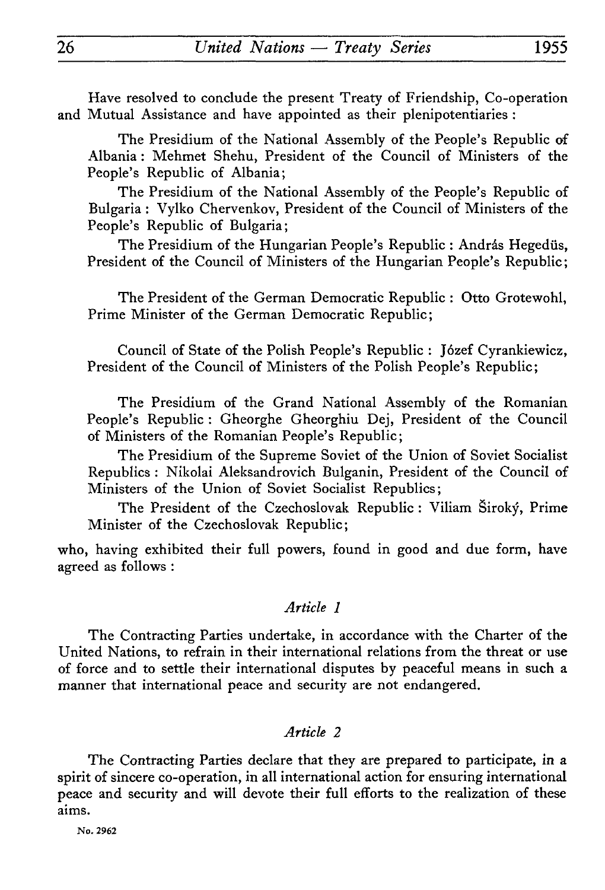Have resolved to conclude the present Treaty of Friendship, Co-operation and Mutual Assistance and have appointed as their plenipotentiaries :

The Presidium of the National Assembly of the People's Republic of Albania : Mehmet Shehu, President of the Council of Ministers of the People's Republic of Albania;

The Presidium of the National Assembly of the People's Republic of Bulgaria : Vylko Chervenkov, President of the Council of Ministers of the People's Republic of Bulgaria;

The Presidium of the Hungarian People's Republic : András Hegedüs, President of the Council of Ministers of the Hungarian People's Republic;

The President of the German Democratic Republic : Otto Grotewohl, Prime Minister of the German Democratic Republic;

Council of State of the Polish People's Republic : Józef Cyrankiewicz, President of the Council of Ministers of the Polish People's Republic;

The Presidium of the Grand National Assembly of the Romanian People's Republic : Gheorghe Gheorghiu Dej, President of the Council of Ministers of the Romanian People's Republic;

The Presidium of the Supreme Soviet of the Union of Soviet Socialist Republics : Nikolai Aleksandrovich Bulganin, President of the Council of Ministers of the Union of Soviet Socialist Republics;

The President of the Czechoslovak Republic : Viliam Široký, Prime Minister of the Czechoslovak Republic;

who, having exhibited their full powers, found in good and due form, have agreed as follows :

*Article 1*

The Contracting Parties undertake, in accordance with the Charter of the United Nations, to refrain in their international relations from the threat or use of force and to settle their international disputes by peaceful means in such a manner that international peace and security are not endangered.

*Article 2*

The Contracting Parties declare that they are prepared to participate, in a spirit of sincere co-operation, in all international action for ensuring international peace and security and will devote their full efforts to the realization of these aims.

No. 2962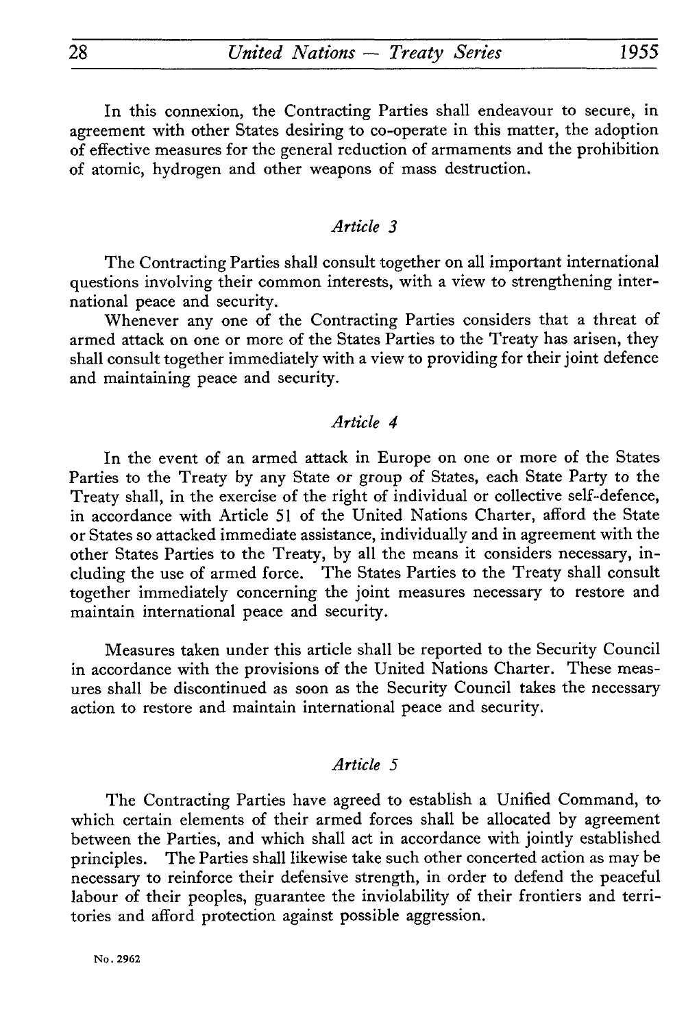In this connexion, the Contracting Parties shall endeavour to secure, in agreement with other States desiring to co-operate in this matter, the adoption of effective measures for the general reduction of armaments and the prohibition of atomic, hydrogen and other weapons of mass destruction.

### *Article 3*

The Contracting Parties shall consult together on all important international questions involving their common interests, with a view to strengthening international peace and security.

Whenever any one of the Contracting Parties considers that a threat of armed attack on one or more of the States Parties to the Treaty has arisen, they shall consult together immediately with a view to providing for their joint defence and maintaining peace and security.

### *Article 4*

In the event of an armed attack in Europe on one or more of the States Parties to the Treaty by any State or group of States, each State Party to the Treaty shall, in the exercise of the right of individual or collective self-defence, in accordance with Article 51 of the United Nations Charter, afford the State or States so attacked immediate assistance, individually and in agreement with the other States Parties to the Treaty, by all the means it considers necessary, including the use of armed force. The States Parties to the Treaty shall consult together immediately concerning the joint measures necessary to restore and maintain international peace and security.

Measures taken under this article shall be reported to the Security Council in accordance with the provisions of the United Nations Charter. These measures shall be discontinued as soon as the Security Council takes the necessary action to restore and maintain international peace and security.

### *Article 5*

The Contracting Parties have agreed to establish a Unified Command, to which certain elements of their armed forces shall be allocated by agreement between the Parties, and which shall act in accordance with jointly established principles. The Parties shall likewise take such other concerted action as may be necessary to reinforce their defensive strength, in order to defend the peaceful labour of their peoples, guarantee the inviolability of their frontiers and territories and afford protection against possible aggression.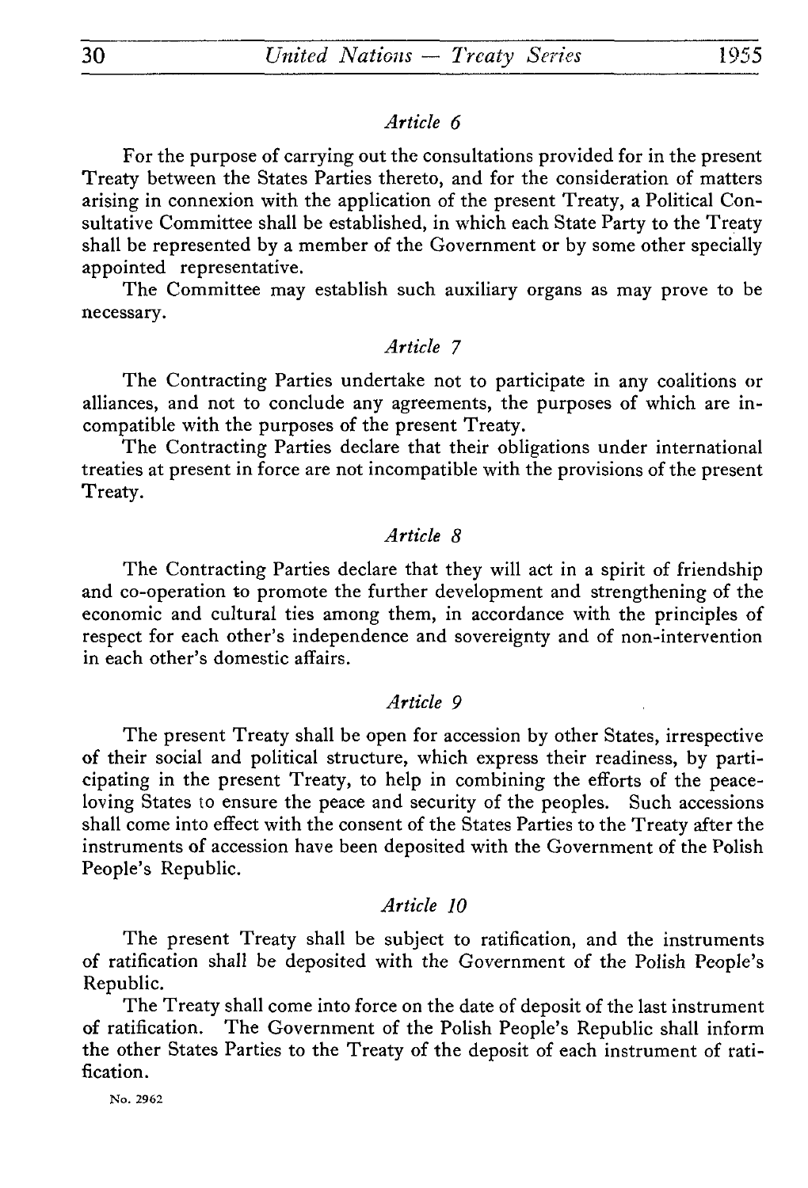*Article 6*

For the purpose of carrying out the consultations provided for in the present Treaty between the States Parties thereto, and for the consideration of matters arising in connexion with the application of the present Treaty, a Political Consultative Committee shall be established, in which each State Party to the Treaty shall be represented by a member of the Government or by some other specially appointed representative.

The Committee may establish such auxiliary organs as may prove to be necessary.

*Article 7*

The Contracting Parties undertake not to participate in any coalitions or alliances, and not to conclude any agreements, the purposes of which are incompatible with the purposes of the present Treaty.

The Contracting Parties declare that their obligations under international treaties at present in force are not incompatible with the provisions of the present Treaty.

*Article 8*

The Contracting Parties declare that they will act in a spirit of friendship and co-operation to promote the further development and strengthening of the economic and cultural ties among them, in accordance with the principles of respect for each other's independence and sovereignty and of non-intervention in each other's domestic affairs.

*Article 9*

The present Treaty shall be open for accession by other States, irrespective of their social and political structure, which express their readiness, by participating in the present Treaty, to help in combining the efforts of the peace-loving States to ensure the peace and security of the peoples. Such accessions shall come into effect with the consent of the States Parties to the Treaty after the instruments of accession have been deposited with the Government of the Polish People's Republic.

*Article 10*

The present Treaty shall be subject to ratification, and the instruments of ratification shall be deposited with the Government of the Polish People's Republic.

The Treaty shall come into force on the date of deposit of the last instrument of ratification. The Government of the Polish People's Republic shall inform the other States Parties to the Treaty of the deposit of each instrument of ratification.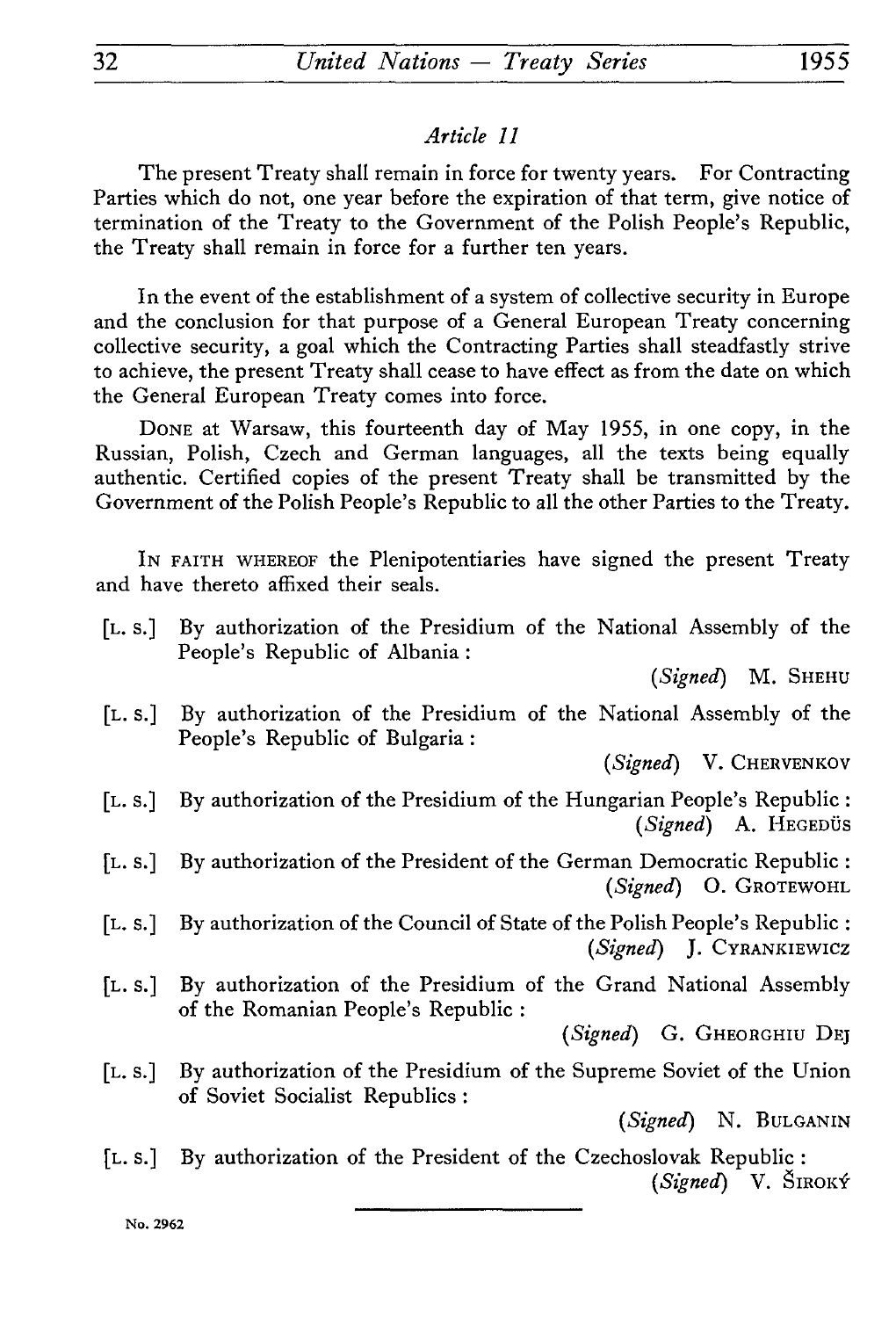### *Article 11*

The present Treaty shall remain in force for twenty years. For Contracting Parties which do not, one year before the expiration of that term, give notice of termination of the Treaty to the Government of the Polish People's Republic, the Treaty shall remain in force for a further ten years.

In the event of the establishment of a system of collective security in Europe and the conclusion for that purpose of a General European Treaty concerning collective security, a goal which the Contracting Parties shall steadfastly strive to achieve, the present Treaty shall cease to have effect as from the date on which the General European Treaty comes into force.

DONE at Warsaw, this fourteenth day of May 1955, in one copy, in the Russian, Polish, Czech and German languages, all the texts being equally authentic. Certified copies of the present Treaty shall be transmitted by the Government of the Polish People's Republic to all the other Parties to the Treaty.

IN FAITH WHEREOF the Plenipotentiaries have signed the present Treaty and have thereto affixed their seals.

[L. S.] By authorization of the Presidium of the National Assembly of the People's Republic of Albania :

(*Signed*) M. SHEHU

[L. S.] By authorization of the Presidium of the National Assembly of the People's Republic of Bulgaria :

(*Signed*) V. CHERVENKOV

[L. S.] By authorization of the Presidium of the Hungarian People's Republic :

(*Signed*) A. HEGEDÜS

[L. S.] By authorization of the President of the German Democratic Republic :

(*Signed*) O. GROTEWOHL

[L. S.] By authorization of the Council of State of the Polish People's Republic :

(*Signed*) J. CYRANKIEWICZ

[L. S.] By authorization of the Presidium of the Grand National Assembly of the Romanian People's Republic :

(*Signed*) G. GHEORGHIU DEJ

[L. S.] By authorization of the Presidium of the Supreme Soviet of the Union of Soviet Socialist Republics :

(*Signed*) N. BULGANIN

[L. S.] By authorization of the President of the Czechoslovak Republic :

(*Signed*) V. ŠIROKÝ